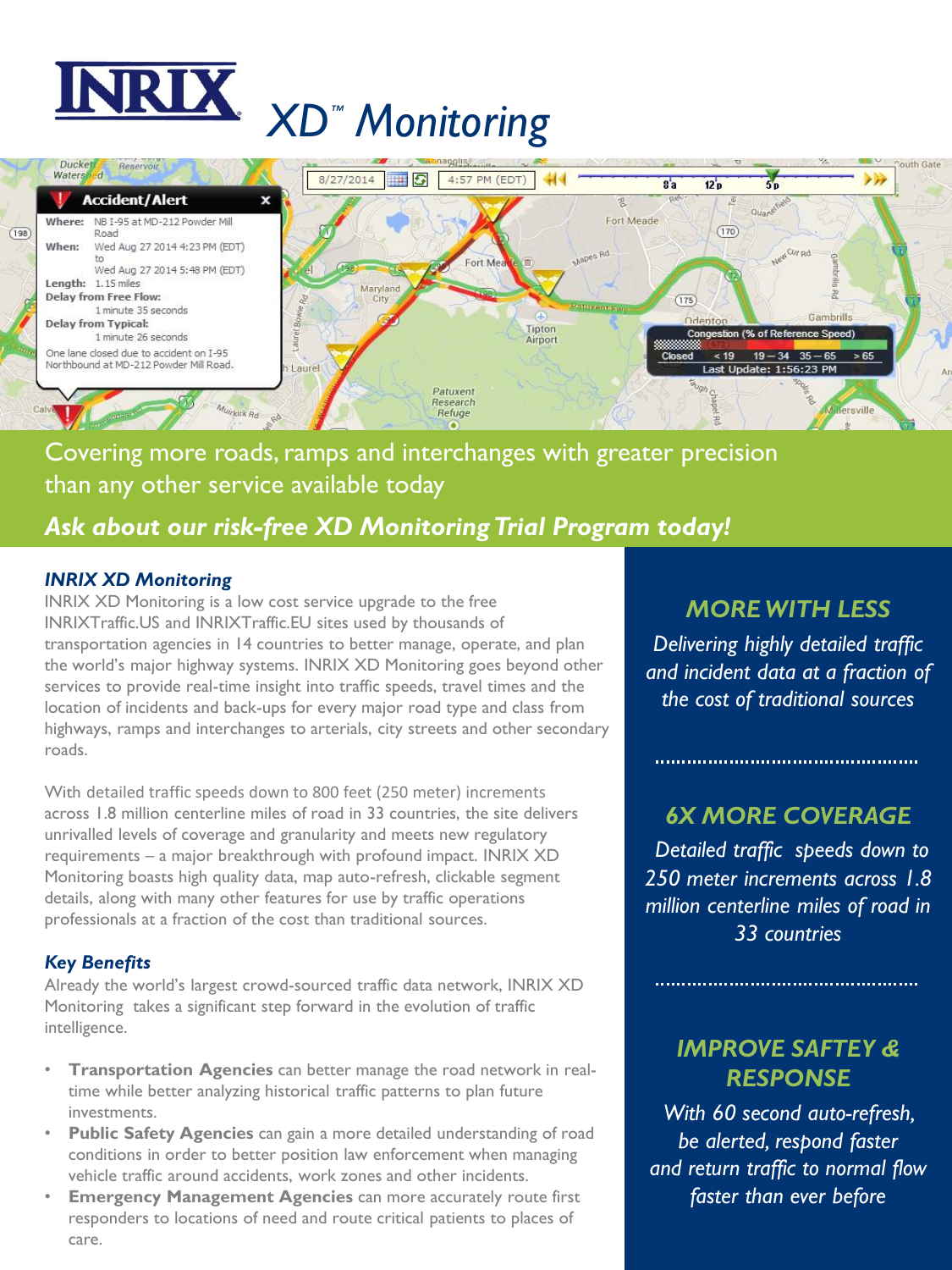# INRIX XD™ Monitoring

Covering more roads, ramps and interchanges with greater precision than any other service available today

***Ask about our risk-free XD Monitoring Trial Program today!***

### *INRIX XD Monitoring*

INRIX XD Monitoring is a low cost service upgrade to the free INRIXTraffic.US and INRIXTraffic.EU sites used by thousands of transportation agencies in 14 countries to better manage, operate, and plan the world's major highway systems. INRIX XD Monitoring goes beyond other services to provide real-time insight into traffic speeds, travel times and the location of incidents and back-ups for every major road type and class from highways, ramps and interchanges to arterials, city streets and other secondary roads.

With detailed traffic speeds down to 800 feet (250 meter) increments across 1.8 million centerline miles of road in 33 countries, the site delivers unrivalled levels of coverage and granularity and meets new regulatory requirements – a major breakthrough with profound impact. INRIX XD Monitoring boasts high quality data, map auto-refresh, clickable segment details, along with many other features for use by traffic operations professionals at a fraction of the cost than traditional sources.

### *Key Benefits*

Already the world's largest crowd-sourced traffic data network, INRIX XD Monitoring takes a significant step forward in the evolution of traffic intelligence.

- **Transportation Agencies** can better manage the road network in real-time while better analyzing historical traffic patterns to plan future investments.
- **Public Safety Agencies** can gain a more detailed understanding of road conditions in order to better position law enforcement when managing vehicle traffic around accidents, work zones and other incidents.
- **Emergency Management Agencies** can more accurately route first responders to locations of need and route critical patients to places of care.

## *MORE WITH LESS*

*Delivering highly detailed traffic and incident data at a fraction of the cost of traditional sources*

## *6X MORE COVERAGE*

*Detailed traffic speeds down to 250 meter increments across 1.8 million centerline miles of road in 33 countries*

## *IMPROVE SAFTEY & RESPONSE*

*With 60 second auto-refresh, be alerted, respond faster and return traffic to normal flow faster than ever before*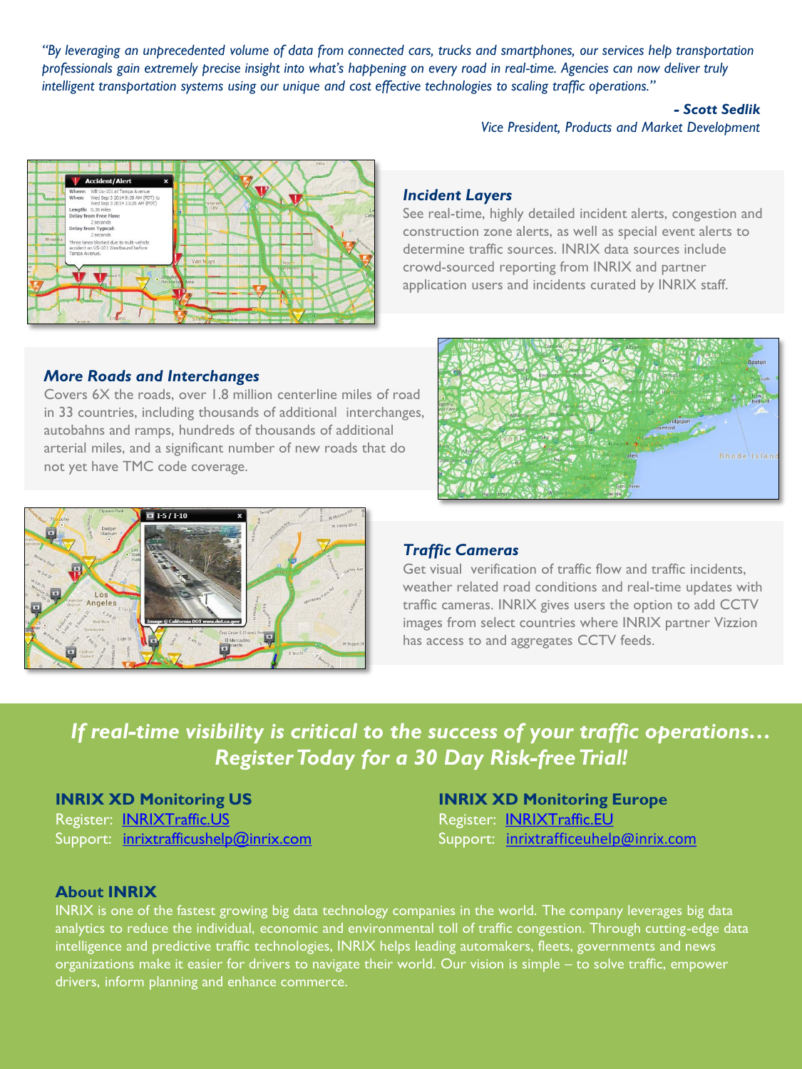*"By leveraging an unprecedented volume of data from connected cars, trucks and smartphones, our services help transportation professionals gain extremely precise insight into what's happening on every road in real-time. Agencies can now deliver truly intelligent transportation systems using our unique and cost effective technologies to scaling traffic operations."*

***- Scott Sedlik***
*Vice President, Products and Market Development*

### *Incident Layers*

See real-time, highly detailed incident alerts, congestion and construction zone alerts, as well as special event alerts to determine traffic sources. INRIX data sources include crowd-sourced reporting from INRIX and partner application users and incidents curated by INRIX staff.

### *More Roads and Interchanges*

Covers 6X the roads, over 1.8 million centerline miles of road in 33 countries, including thousands of additional interchanges, autobahns and ramps, hundreds of thousands of additional arterial miles, and a significant number of new roads that do not yet have TMC code coverage.

### *Traffic Cameras*

Get visual verification of traffic flow and traffic incidents, weather related road conditions and real-time updates with traffic cameras. INRIX gives users the option to add CCTV images from select countries where INRIX partner Vizzion has access to and aggregates CCTV feeds.

## *If real-time visibility is critical to the success of your traffic operations… Register Today for a 30 Day Risk-free Trial!*

**INRIX XD Monitoring US**
Register: INRIXTraffic.US
Support: inrixtrafficushelp@inrix.com

**INRIX XD Monitoring Europe**
Register: INRIXTraffic.EU
Support: inrixtrafficeuhelp@inrix.com

**About INRIX**

INRIX is one of the fastest growing big data technology companies in the world. The company leverages big data analytics to reduce the individual, economic and environmental toll of traffic congestion. Through cutting-edge data intelligence and predictive traffic technologies, INRIX helps leading automakers, fleets, governments and news organizations make it easier for drivers to navigate their world. Our vision is simple – to solve traffic, empower drivers, inform planning and enhance commerce.